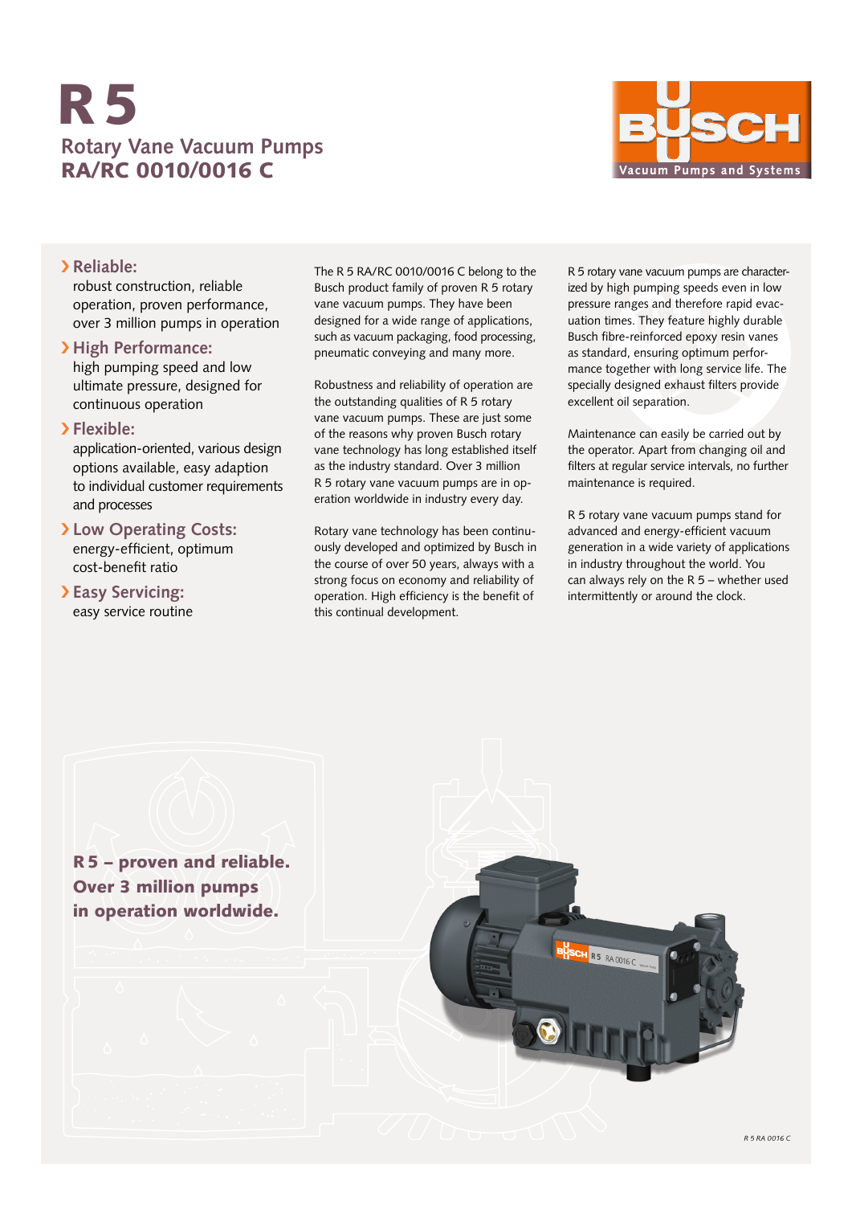# R 5

## Rotary Vane Vacuum Pumps
## RA/RC 0010/0016 C

BUSCH Vacuum Pumps and Systems

› **Reliable:**
robust construction, reliable operation, proven performance, over 3 million pumps in operation

› **High Performance:**
high pumping speed and low ultimate pressure, designed for continuous operation

› **Flexible:**
application-oriented, various design options available, easy adaption to individual customer requirements and processes

› **Low Operating Costs:**
energy-efficient, optimum cost-benefit ratio

› **Easy Servicing:**
easy service routine

The R 5 RA/RC 0010/0016 C belong to the Busch product family of proven R 5 rotary vane vacuum pumps. They have been designed for a wide range of applications, such as vacuum packaging, food processing, pneumatic conveying and many more.

Robustness and reliability of operation are the outstanding qualities of R 5 rotary vane vacuum pumps. These are just some of the reasons why proven Busch rotary vane technology has long established itself as the industry standard. Over 3 million R 5 rotary vane vacuum pumps are in operation worldwide in industry every day.

Rotary vane technology has been continuously developed and optimized by Busch in the course of over 50 years, always with a strong focus on economy and reliability of operation. High efficiency is the benefit of this continual development.

R 5 rotary vane vacuum pumps are characterized by high pumping speeds even in low pressure ranges and therefore rapid evacuation times. They feature highly durable Busch fibre-reinforced epoxy resin vanes as standard, ensuring optimum performance together with long service life. The specially designed exhaust filters provide excellent oil separation.

Maintenance can easily be carried out by the operator. Apart from changing oil and filters at regular service intervals, no further maintenance is required.

R 5 rotary vane vacuum pumps stand for advanced and energy-efficient vacuum generation in a wide variety of applications in industry throughout the world. You can always rely on the R 5 – whether used intermittently or around the clock.

**R 5 – proven and reliable. Over 3 million pumps in operation worldwide.**

*R 5 RA 0016 C*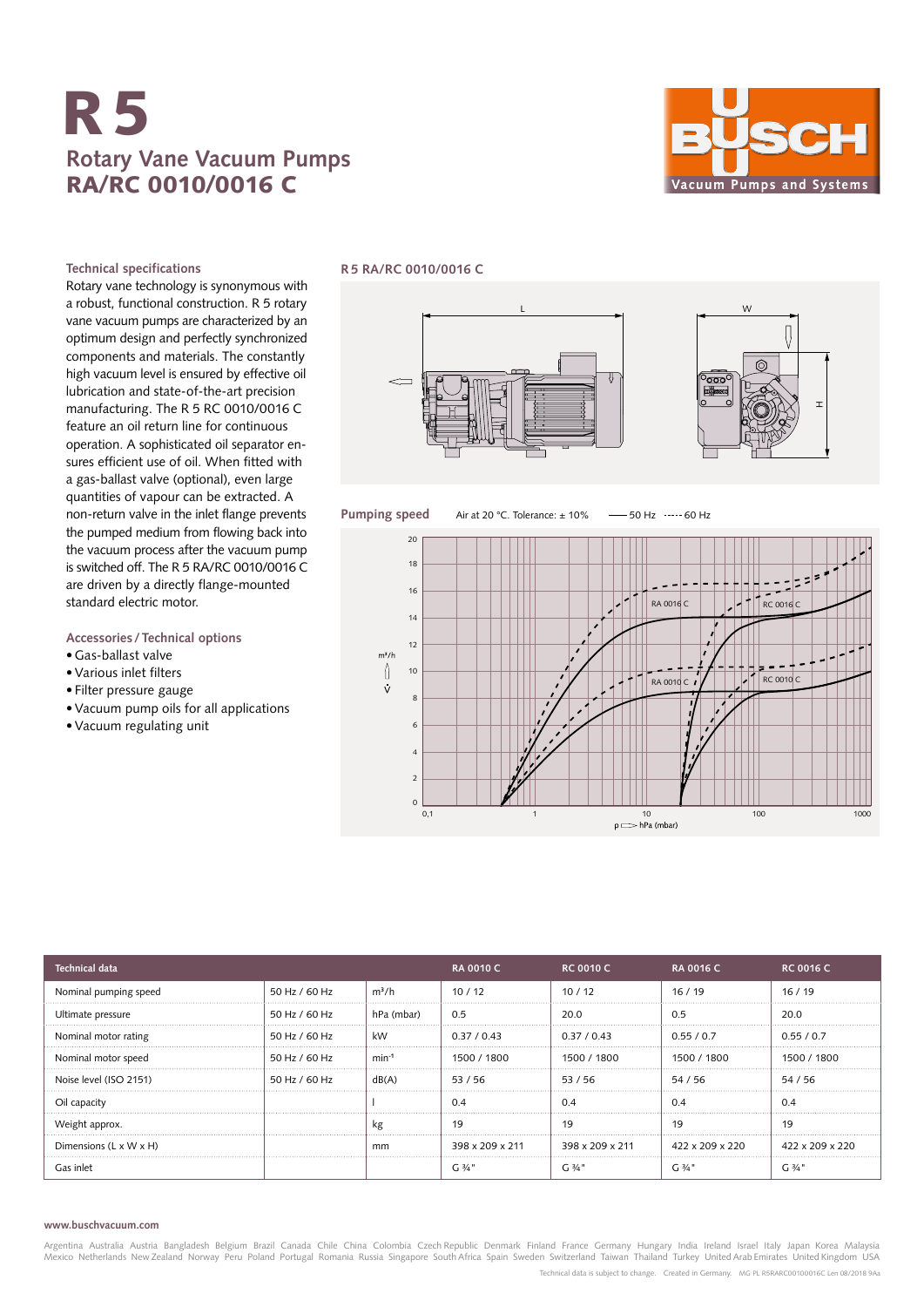# R 5

## Rotary Vane Vacuum Pumps

## RA/RC 0010/0016 C

Vacuum Pumps and Systems

### Technical specifications

Rotary vane technology is synonymous with a robust, functional construction. R 5 rotary vane vacuum pumps are characterized by an optimum design and perfectly synchronized components and materials. The constantly high vacuum level is ensured by effective oil lubrication and state-of-the-art precision manufacturing. The R 5 RC 0010/0016 C feature an oil return line for continuous operation. A sophisticated oil separator ensures efficient use of oil. When fitted with a gas-ballast valve (optional), even large quantities of vapour can be extracted. A non-return valve in the inlet flange prevents the pumped medium from flowing back into the vacuum process after the vacuum pump is switched off. The R 5 RA/RC 0010/0016 C are driven by a directly flange-mounted standard electric motor.

### Accessories / Technical options

- Gas-ballast valve
- Various inlet filters
- Filter pressure gauge
- Vacuum pump oils for all applications
- Vacuum regulating unit

### R 5 RA/RC 0010/0016 C

L

W

H

### Pumping speed

Air at 20 °C. Tolerance: ± 10%
—— 50 Hz ----- 60 Hz

m³/h
V̇

0
2
4
6
8
10
12
14
16
18
20

0,1
1
10
100
1000

p ⊏⊐> hPa (mbar)

RA 0016 C
RC 0016 C
RA 0010 C
RC 0010 C

| Technical data | | | RA 0010 C | RC 0010 C | RA 0016 C | RC 0016 C |
|---|---|---|---|---|---|---|
| Nominal pumping speed | 50 Hz / 60 Hz | m³/h | 10 / 12 | 10 / 12 | 16 / 19 | 16 / 19 |
| Ultimate pressure | 50 Hz / 60 Hz | hPa (mbar) | 0.5 | 20.0 | 0.5 | 20.0 |
| Nominal motor rating | 50 Hz / 60 Hz | kW | 0.37 / 0.43 | 0.37 / 0.43 | 0.55 / 0.7 | 0.55 / 0.7 |
| Nominal motor speed | 50 Hz / 60 Hz | min⁻¹ | 1500 / 1800 | 1500 / 1800 | 1500 / 1800 | 1500 / 1800 |
| Noise level (ISO 2151) | 50 Hz / 60 Hz | dB(A) | 53 / 56 | 53 / 56 | 54 / 56 | 54 / 56 |
| Oil capacity | | l | 0.4 | 0.4 | 0.4 | 0.4 |
| Weight approx. | | kg | 19 | 19 | 19 | 19 |
| Dimensions (L x W x H) | | mm | 398 x 209 x 211 | 398 x 209 x 211 | 422 x 209 x 220 | 422 x 209 x 220 |
| Gas inlet | | | G ¾" | G ¾" | G ¾" | G ¾" |

www.buschvacuum.com

Argentina Australia Austria Bangladesh Belgium Brazil Canada Chile China Colombia Czech Republic Denmark Finland France Germany Hungary India Ireland Israel Italy Japan Korea Malaysia Mexico Netherlands New Zealand Norway Peru Poland Portugal Romania Russia Singapore South Africa Spain Sweden Switzerland Taiwan Thailand Turkey United Arab Emirates United Kingdom USA

Technical data is subject to change. Created in Germany. MG PL R5RARC00100016C Len 08/2018 9Aa